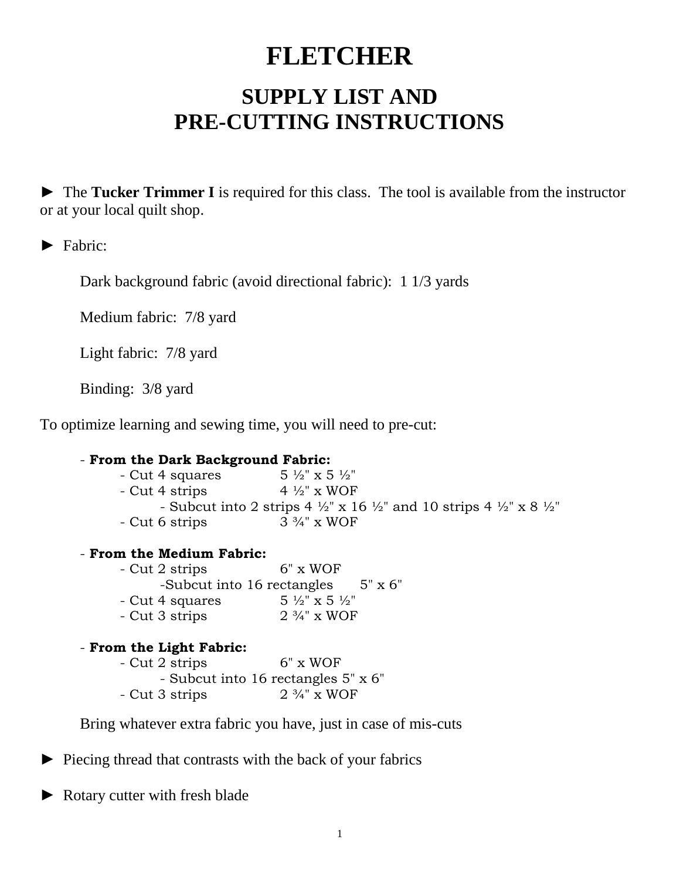# FLETCHER

## SUPPLY LIST AND PRE-CUTTING INSTRUCTIONS

► The **Tucker Trimmer I** is required for this class. The tool is available from the instructor or at your local quilt shop.

► Fabric:

Dark background fabric (avoid directional fabric): 1 1/3 yards

Medium fabric: 7/8 yard

Light fabric: 7/8 yard

Binding: 3/8 yard

To optimize learning and sewing time, you will need to pre-cut:

- **From the Dark Background Fabric:**
  - Cut 4 squares 5 ½" x 5 ½"
  - Cut 4 strips 4 ½" x WOF
    - Subcut into 2 strips 4 ½" x 16 ½" and 10 strips 4 ½" x 8 ½"
  - Cut 6 strips 3 ¾" x WOF

- **From the Medium Fabric:**
  - Cut 2 strips 6" x WOF
    - Subcut into 16 rectangles 5" x 6"
  - Cut 4 squares 5 ½" x 5 ½"
  - Cut 3 strips 2 ¾" x WOF

- **From the Light Fabric:**
  - Cut 2 strips 6" x WOF
    - Subcut into 16 rectangles 5" x 6"
  - Cut 3 strips 2 ¾" x WOF

Bring whatever extra fabric you have, just in case of mis-cuts

► Piecing thread that contrasts with the back of your fabrics

► Rotary cutter with fresh blade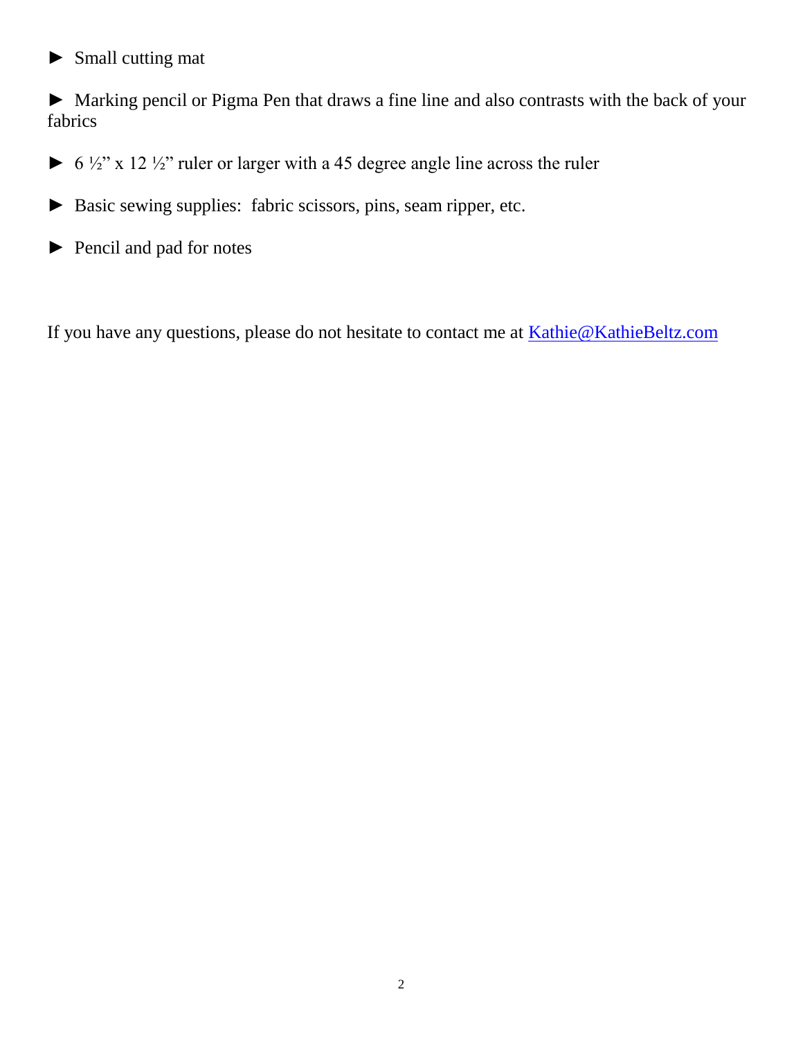► Small cutting mat

► Marking pencil or Pigma Pen that draws a fine line and also contrasts with the back of your fabrics

► 6 ½" x 12 ½" ruler or larger with a 45 degree angle line across the ruler

► Basic sewing supplies: fabric scissors, pins, seam ripper, etc.

► Pencil and pad for notes

If you have any questions, please do not hesitate to contact me at [Kathie@KathieBeltz.com](mailto:Kathie@KathieBeltz.com)